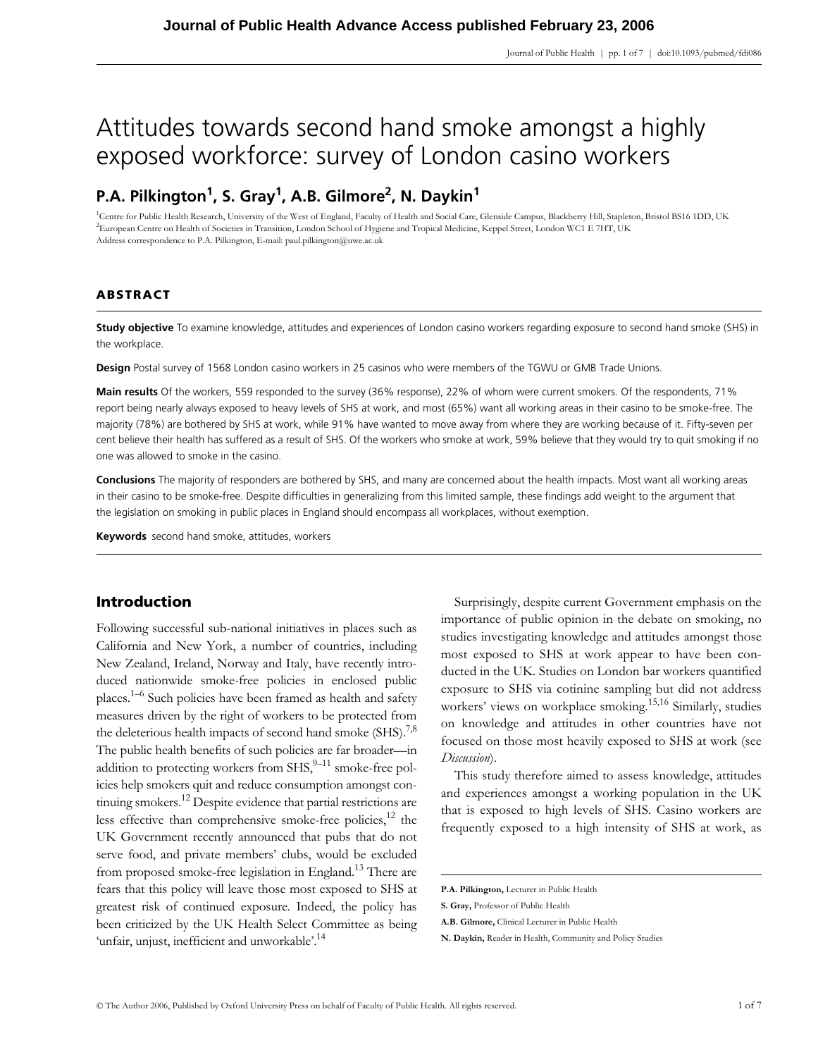# Attitudes towards second hand smoke amongst a highly exposed workforce: survey of London casino workers

**P.A. Pilkington[1], S. Gray[1], A.B. Gilmore[2], N. Daykin[1]**

[1]Centre for Public Health Research, University of the West of England, Faculty of Health and Social Care, Glenside Campus, Blackberry Hill, Stapleton, Bristol BS16 1DD, UK
[2]European Centre on Health of Societies in Transition, London School of Hygiene and Tropical Medicine, Keppel Street, London WC1 E 7HT, UK
Address correspondence to P.A. Pilkington, E-mail: paul.pilkington@uwe.ac.uk

## ABSTRACT

**Study objective** To examine knowledge, attitudes and experiences of London casino workers regarding exposure to second hand smoke (SHS) in the workplace.

**Design** Postal survey of 1568 London casino workers in 25 casinos who were members of the TGWU or GMB Trade Unions.

**Main results** Of the workers, 559 responded to the survey (36% response), 22% of whom were current smokers. Of the respondents, 71% report being nearly always exposed to heavy levels of SHS at work, and most (65%) want all working areas in their casino to be smoke-free. The majority (78%) are bothered by SHS at work, while 91% have wanted to move away from where they are working because of it. Fifty-seven per cent believe their health has suffered as a result of SHS. Of the workers who smoke at work, 59% believe that they would try to quit smoking if no one was allowed to smoke in the casino.

**Conclusions** The majority of responders are bothered by SHS, and many are concerned about the health impacts. Most want all working areas in their casino to be smoke-free. Despite difficulties in generalizing from this limited sample, these findings add weight to the argument that the legislation on smoking in public places in England should encompass all workplaces, without exemption.

**Keywords** second hand smoke, attitudes, workers

## Introduction

Following successful sub-national initiatives in places such as California and New York, a number of countries, including New Zealand, Ireland, Norway and Italy, have recently introduced nationwide smoke-free policies in enclosed public places.[1–6] Such policies have been framed as health and safety measures driven by the right of workers to be protected from the deleterious health impacts of second hand smoke (SHS).[7,8] The public health benefits of such policies are far broader—in addition to protecting workers from SHS,[9–11] smoke-free policies help smokers quit and reduce consumption amongst continuing smokers.[12] Despite evidence that partial restrictions are less effective than comprehensive smoke-free policies,[12] the UK Government recently announced that pubs that do not serve food, and private members' clubs, would be excluded from proposed smoke-free legislation in England.[13] There are fears that this policy will leave those most exposed to SHS at greatest risk of continued exposure. Indeed, the policy has been criticized by the UK Health Select Committee as being 'unfair, unjust, inefficient and unworkable'.[14]

Surprisingly, despite current Government emphasis on the importance of public opinion in the debate on smoking, no studies investigating knowledge and attitudes amongst those most exposed to SHS at work appear to have been conducted in the UK. Studies on London bar workers quantified exposure to SHS via cotinine sampling but did not address workers' views on workplace smoking.[15,16] Similarly, studies on knowledge and attitudes in other countries have not focused on those most heavily exposed to SHS at work (see *Discussion*).

This study therefore aimed to assess knowledge, attitudes and experiences amongst a working population in the UK that is exposed to high levels of SHS. Casino workers are frequently exposed to a high intensity of SHS at work, as

**P.A. Pilkington,** Lecturer in Public Health
**S. Gray,** Professor of Public Health
**A.B. Gilmore,** Clinical Lecturer in Public Health
**N. Daykin,** Reader in Health, Community and Policy Studies

© The Author 2006, Published by Oxford University Press on behalf of Faculty of Public Health. All rights reserved.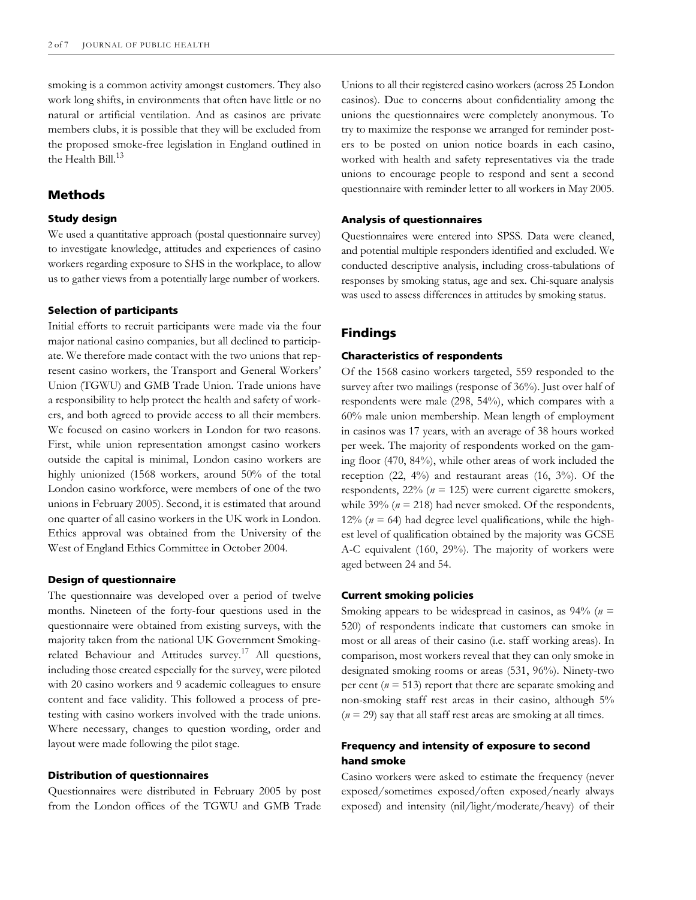smoking is a common activity amongst customers. They also work long shifts, in environments that often have little or no natural or artificial ventilation. And as casinos are private members clubs, it is possible that they will be excluded from the proposed smoke-free legislation in England outlined in the Health Bill.[13]

## Methods

### Study design

We used a quantitative approach (postal questionnaire survey) to investigate knowledge, attitudes and experiences of casino workers regarding exposure to SHS in the workplace, to allow us to gather views from a potentially large number of workers.

### Selection of participants

Initial efforts to recruit participants were made via the four major national casino companies, but all declined to participate. We therefore made contact with the two unions that represent casino workers, the Transport and General Workers' Union (TGWU) and GMB Trade Union. Trade unions have a responsibility to help protect the health and safety of workers, and both agreed to provide access to all their members. We focused on casino workers in London for two reasons. First, while union representation amongst casino workers outside the capital is minimal, London casino workers are highly unionized (1568 workers, around 50% of the total London casino workforce, were members of one of the two unions in February 2005). Second, it is estimated that around one quarter of all casino workers in the UK work in London. Ethics approval was obtained from the University of the West of England Ethics Committee in October 2004.

### Design of questionnaire

The questionnaire was developed over a period of twelve months. Nineteen of the forty-four questions used in the questionnaire were obtained from existing surveys, with the majority taken from the national UK Government Smoking-related Behaviour and Attitudes survey.[17] All questions, including those created especially for the survey, were piloted with 20 casino workers and 9 academic colleagues to ensure content and face validity. This followed a process of pre-testing with casino workers involved with the trade unions. Where necessary, changes to question wording, order and layout were made following the pilot stage.

### Distribution of questionnaires

Questionnaires were distributed in February 2005 by post from the London offices of the TGWU and GMB Trade Unions to all their registered casino workers (across 25 London casinos). Due to concerns about confidentiality among the unions the questionnaires were completely anonymous. To try to maximize the response we arranged for reminder posters to be posted on union notice boards in each casino, worked with health and safety representatives via the trade unions to encourage people to respond and sent a second questionnaire with reminder letter to all workers in May 2005.

### Analysis of questionnaires

Questionnaires were entered into SPSS. Data were cleaned, and potential multiple responders identified and excluded. We conducted descriptive analysis, including cross-tabulations of responses by smoking status, age and sex. Chi-square analysis was used to assess differences in attitudes by smoking status.

## Findings

### Characteristics of respondents

Of the 1568 casino workers targeted, 559 responded to the survey after two mailings (response of 36%). Just over half of respondents were male (298, 54%), which compares with a 60% male union membership. Mean length of employment in casinos was 17 years, with an average of 38 hours worked per week. The majority of respondents worked on the gaming floor (470, 84%), while other areas of work included the reception (22, 4%) and restaurant areas (16, 3%). Of the respondents, 22% ($n$ = 125) were current cigarette smokers, while 39% ($n$ = 218) had never smoked. Of the respondents, 12% ($n$ = 64) had degree level qualifications, while the highest level of qualification obtained by the majority was GCSE A-C equivalent (160, 29%). The majority of workers were aged between 24 and 54.

### Current smoking policies

Smoking appears to be widespread in casinos, as 94% ($n$ = 520) of respondents indicate that customers can smoke in most or all areas of their casino (i.e. staff working areas). In comparison, most workers reveal that they can only smoke in designated smoking rooms or areas (531, 96%). Ninety-two per cent ($n$ = 513) report that there are separate smoking and non-smoking staff rest areas in their casino, although 5% ($n$ = 29) say that all staff rest areas are smoking at all times.

### Frequency and intensity of exposure to second hand smoke

Casino workers were asked to estimate the frequency (never exposed/sometimes exposed/often exposed/nearly always exposed) and intensity (nil/light/moderate/heavy) of their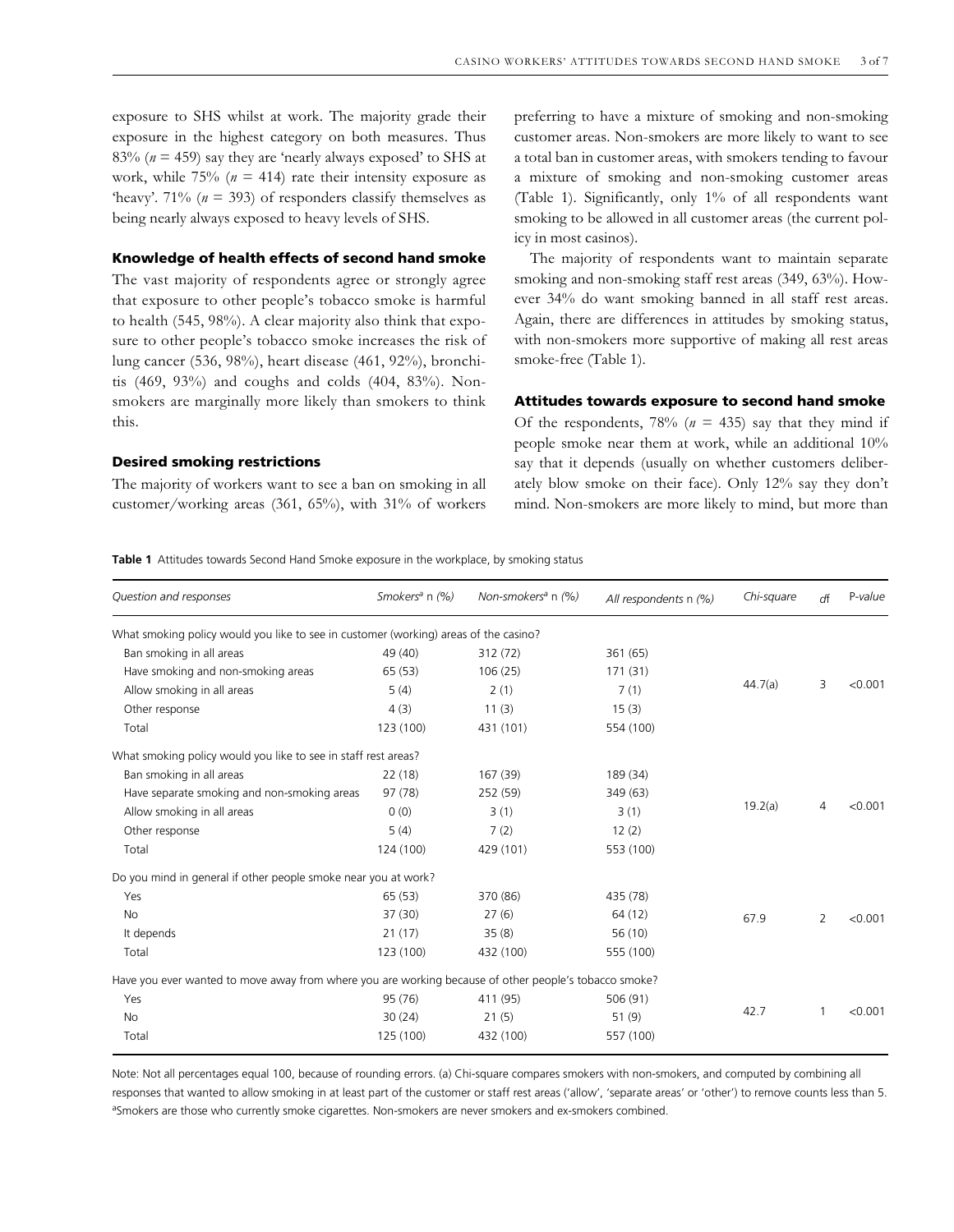exposure to SHS whilst at work. The majority grade their exposure in the highest category on both measures. Thus 83% ($n = 459$) say they are 'nearly always exposed' to SHS at work, while 75% ($n = 414$) rate their intensity exposure as 'heavy'. 71% ($n = 393$) of responders classify themselves as being nearly always exposed to heavy levels of SHS.

### Knowledge of health effects of second hand smoke

The vast majority of respondents agree or strongly agree that exposure to other people's tobacco smoke is harmful to health (545, 98%). A clear majority also think that exposure to other people's tobacco smoke increases the risk of lung cancer (536, 98%), heart disease (461, 92%), bronchitis (469, 93%) and coughs and colds (404, 83%). Non-smokers are marginally more likely than smokers to think this.

### Desired smoking restrictions

The majority of workers want to see a ban on smoking in all customer/working areas (361, 65%), with 31% of workers preferring to have a mixture of smoking and non-smoking customer areas. Non-smokers are more likely to want to see a total ban in customer areas, with smokers tending to favour a mixture of smoking and non-smoking customer areas (Table 1). Significantly, only 1% of all respondents want smoking to be allowed in all customer areas (the current policy in most casinos).

The majority of respondents want to maintain separate smoking and non-smoking staff rest areas (349, 63%). However 34% do want smoking banned in all staff rest areas. Again, there are differences in attitudes by smoking status, with non-smokers more supportive of making all rest areas smoke-free (Table 1).

### Attitudes towards exposure to second hand smoke

Of the respondents, 78% ($n = 435$) say that they mind if people smoke near them at work, while an additional 10% say that it depends (usually on whether customers deliberately blow smoke on their face). Only 12% say they don't mind. Non-smokers are more likely to mind, but more than

**Table 1** Attitudes towards Second Hand Smoke exposure in the workplace, by smoking status

| *Question and responses* | *Smokers[a]* n *(%)* | *Non-smokers[a]* n *(%)* | *All respondents* n *(%)* | *Chi-square* | *df* | *P-value* |
|---|---|---|---|---|---|---|
| What smoking policy would you like to see in customer (working) areas of the casino? | | | | | | |
| Ban smoking in all areas | 49 (40) | 312 (72) | 361 (65) | 44.7(a) | 3 | <0.001 |
| Have smoking and non-smoking areas | 65 (53) | 106 (25) | 171 (31) | | | |
| Allow smoking in all areas | 5 (4) | 2 (1) | 7 (1) | | | |
| Other response | 4 (3) | 11 (3) | 15 (3) | | | |
| Total | 123 (100) | 431 (101) | 554 (100) | | | |
| What smoking policy would you like to see in staff rest areas? | | | | | | |
| Ban smoking in all areas | 22 (18) | 167 (39) | 189 (34) | 19.2(a) | 4 | <0.001 |
| Have separate smoking and non-smoking areas | 97 (78) | 252 (59) | 349 (63) | | | |
| Allow smoking in all areas | 0 (0) | 3 (1) | 3 (1) | | | |
| Other response | 5 (4) | 7 (2) | 12 (2) | | | |
| Total | 124 (100) | 429 (101) | 553 (100) | | | |
| Do you mind in general if other people smoke near you at work? | | | | | | |
| Yes | 65 (53) | 370 (86) | 435 (78) | 67.9 | 2 | <0.001 |
| No | 37 (30) | 27 (6) | 64 (12) | | | |
| It depends | 21 (17) | 35 (8) | 56 (10) | | | |
| Total | 123 (100) | 432 (100) | 555 (100) | | | |
| Have you ever wanted to move away from where you are working because of other people's tobacco smoke? | | | | | | |
| Yes | 95 (76) | 411 (95) | 506 (91) | 42.7 | 1 | <0.001 |
| No | 30 (24) | 21 (5) | 51 (9) | | | |
| Total | 125 (100) | 432 (100) | 557 (100) | | | |

Note: Not all percentages equal 100, because of rounding errors. (a) Chi-square compares smokers with non-smokers, and computed by combining all responses that wanted to allow smoking in at least part of the customer or staff rest areas ('allow', 'separate areas' or 'other') to remove counts less than 5. [a]Smokers are those who currently smoke cigarettes. Non-smokers are never smokers and ex-smokers combined.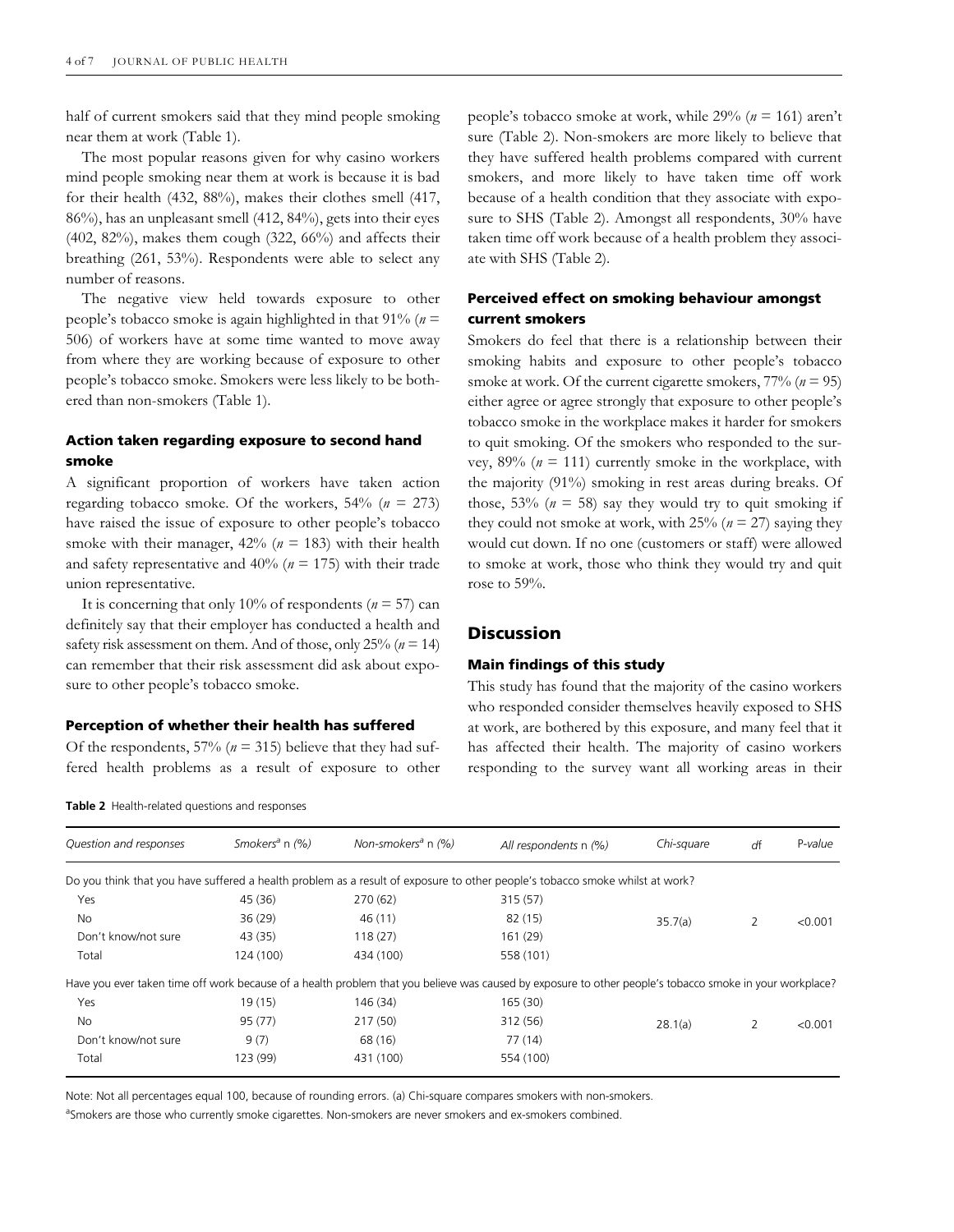half of current smokers said that they mind people smoking near them at work (Table 1).

The most popular reasons given for why casino workers mind people smoking near them at work is because it is bad for their health (432, 88%), makes their clothes smell (417, 86%), has an unpleasant smell (412, 84%), gets into their eyes (402, 82%), makes them cough (322, 66%) and affects their breathing (261, 53%). Respondents were able to select any number of reasons.

The negative view held towards exposure to other people's tobacco smoke is again highlighted in that 91% ($n$ = 506) of workers have at some time wanted to move away from where they are working because of exposure to other people's tobacco smoke. Smokers were less likely to be bothered than non-smokers (Table 1).

### Action taken regarding exposure to second hand smoke

A significant proportion of workers have taken action regarding tobacco smoke. Of the workers, 54% ($n$ = 273) have raised the issue of exposure to other people's tobacco smoke with their manager, 42% ($n$ = 183) with their health and safety representative and 40% ($n$ = 175) with their trade union representative.

It is concerning that only 10% of respondents ($n$ = 57) can definitely say that their employer has conducted a health and safety risk assessment on them. And of those, only 25% ($n$ = 14) can remember that their risk assessment did ask about exposure to other people's tobacco smoke.

### Perception of whether their health has suffered

Of the respondents, 57% ($n$ = 315) believe that they had suffered health problems as a result of exposure to other people's tobacco smoke at work, while 29% ($n$ = 161) aren't sure (Table 2). Non-smokers are more likely to believe that they have suffered health problems compared with current smokers, and more likely to have taken time off work because of a health condition that they associate with exposure to SHS (Table 2). Amongst all respondents, 30% have taken time off work because of a health problem they associate with SHS (Table 2).

### Perceived effect on smoking behaviour amongst current smokers

Smokers do feel that there is a relationship between their smoking habits and exposure to other people's tobacco smoke at work. Of the current cigarette smokers, 77% ($n$ = 95) either agree or agree strongly that exposure to other people's tobacco smoke in the workplace makes it harder for smokers to quit smoking. Of the smokers who responded to the survey, 89% ($n$ = 111) currently smoke in the workplace, with the majority (91%) smoking in rest areas during breaks. Of those, 53% ($n$ = 58) say they would try to quit smoking if they could not smoke at work, with 25% ($n$ = 27) saying they would cut down. If no one (customers or staff) were allowed to smoke at work, those who think they would try and quit rose to 59%.

## Discussion

### Main findings of this study

This study has found that the majority of the casino workers who responded consider themselves heavily exposed to SHS at work, are bothered by this exposure, and many feel that it has affected their health. The majority of casino workers responding to the survey want all working areas in their

**Table 2** Health-related questions and responses

| *Question and responses* | *Smokers*[a] *n (%)* | *Non-smokers*[a] *n (%)* | *All respondents n (%)* | *Chi-square* | *df* | *P-value* |
|---|---|---|---|---|---|---|
| Do you think that you have suffered a health problem as a result of exposure to other people's tobacco smoke whilst at work? | | | | | | |
| Yes | 45 (36) | 270 (62) | 315 (57) | | | |
| No | 36 (29) | 46 (11) | 82 (15) | 35.7(a) | 2 | <0.001 |
| Don't know/not sure | 43 (35) | 118 (27) | 161 (29) | | | |
| Total | 124 (100) | 434 (100) | 558 (101) | | | |
| Have you ever taken time off work because of a health problem that you believe was caused by exposure to other people's tobacco smoke in your workplace? | | | | | | |
| Yes | 19 (15) | 146 (34) | 165 (30) | | | |
| No | 95 (77) | 217 (50) | 312 (56) | 28.1(a) | 2 | <0.001 |
| Don't know/not sure | 9 (7) | 68 (16) | 77 (14) | | | |
| Total | 123 (99) | 431 (100) | 554 (100) | | | |

Note: Not all percentages equal 100, because of rounding errors. (a) Chi-square compares smokers with non-smokers.

[a]Smokers are those who currently smoke cigarettes. Non-smokers are never smokers and ex-smokers combined.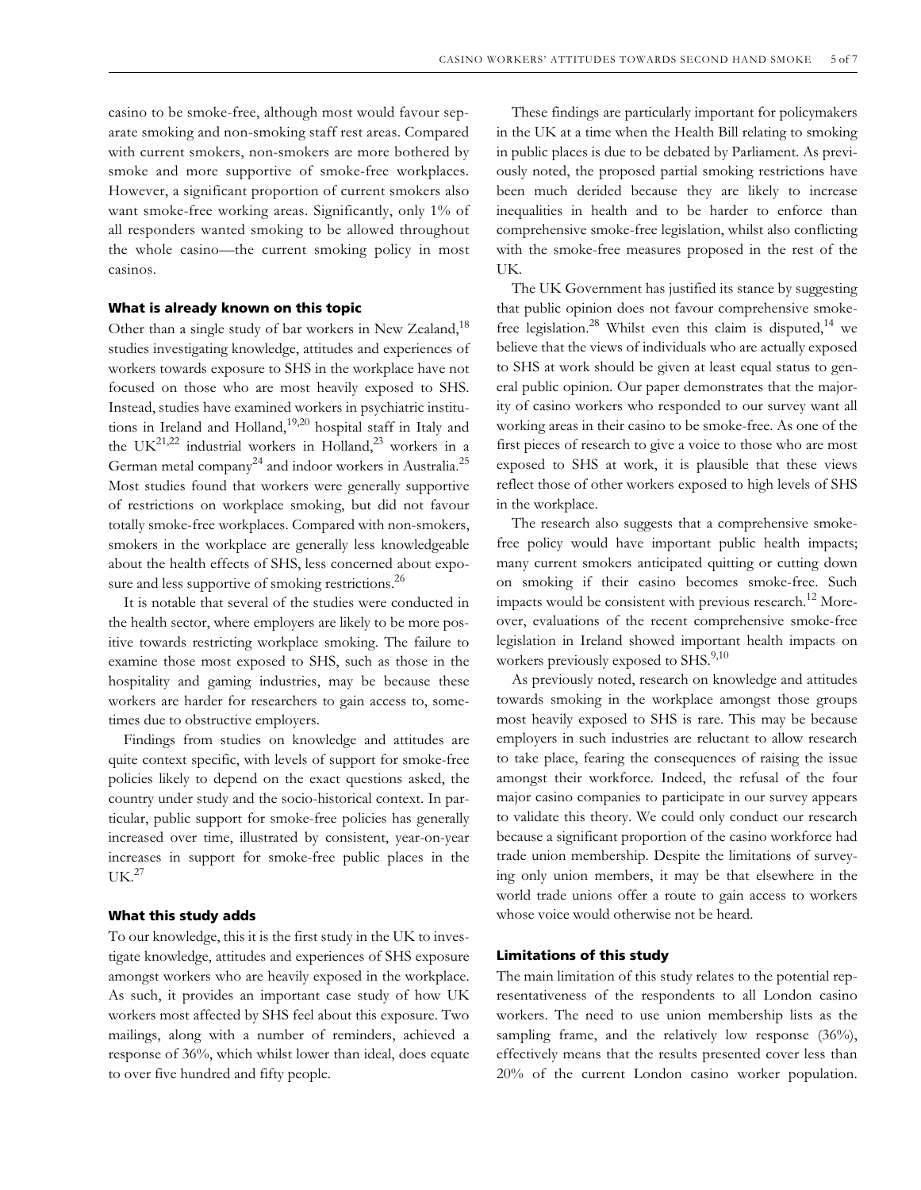casino to be smoke-free, although most would favour separate smoking and non-smoking staff rest areas. Compared with current smokers, non-smokers are more bothered by smoke and more supportive of smoke-free workplaces. However, a significant proportion of current smokers also want smoke-free working areas. Significantly, only 1% of all responders wanted smoking to be allowed throughout the whole casino—the current smoking policy in most casinos.

### What is already known on this topic

Other than a single study of bar workers in New Zealand,[18] studies investigating knowledge, attitudes and experiences of workers towards exposure to SHS in the workplace have not focused on those who are most heavily exposed to SHS. Instead, studies have examined workers in psychiatric institutions in Ireland and Holland,[19,20] hospital staff in Italy and the UK[21,22] industrial workers in Holland,[23] workers in a German metal company[24] and indoor workers in Australia.[25] Most studies found that workers were generally supportive of restrictions on workplace smoking, but did not favour totally smoke-free workplaces. Compared with non-smokers, smokers in the workplace are generally less knowledgeable about the health effects of SHS, less concerned about exposure and less supportive of smoking restrictions.[26]

It is notable that several of the studies were conducted in the health sector, where employers are likely to be more positive towards restricting workplace smoking. The failure to examine those most exposed to SHS, such as those in the hospitality and gaming industries, may be because these workers are harder for researchers to gain access to, sometimes due to obstructive employers.

Findings from studies on knowledge and attitudes are quite context specific, with levels of support for smoke-free policies likely to depend on the exact questions asked, the country under study and the socio-historical context. In particular, public support for smoke-free policies has generally increased over time, illustrated by consistent, year-on-year increases in support for smoke-free public places in the UK.[27]

### What this study adds

To our knowledge, this it is the first study in the UK to investigate knowledge, attitudes and experiences of SHS exposure amongst workers who are heavily exposed in the workplace. As such, it provides an important case study of how UK workers most affected by SHS feel about this exposure. Two mailings, along with a number of reminders, achieved a response of 36%, which whilst lower than ideal, does equate to over five hundred and fifty people.

These findings are particularly important for policymakers in the UK at a time when the Health Bill relating to smoking in public places is due to be debated by Parliament. As previously noted, the proposed partial smoking restrictions have been much derided because they are likely to increase inequalities in health and to be harder to enforce than comprehensive smoke-free legislation, whilst also conflicting with the smoke-free measures proposed in the rest of the UK.

The UK Government has justified its stance by suggesting that public opinion does not favour comprehensive smoke-free legislation.[28] Whilst even this claim is disputed,[14] we believe that the views of individuals who are actually exposed to SHS at work should be given at least equal status to general public opinion. Our paper demonstrates that the majority of casino workers who responded to our survey want all working areas in their casino to be smoke-free. As one of the first pieces of research to give a voice to those who are most exposed to SHS at work, it is plausible that these views reflect those of other workers exposed to high levels of SHS in the workplace.

The research also suggests that a comprehensive smoke-free policy would have important public health impacts; many current smokers anticipated quitting or cutting down on smoking if their casino becomes smoke-free. Such impacts would be consistent with previous research.[12] Moreover, evaluations of the recent comprehensive smoke-free legislation in Ireland showed important health impacts on workers previously exposed to SHS.[9,10]

As previously noted, research on knowledge and attitudes towards smoking in the workplace amongst those groups most heavily exposed to SHS is rare. This may be because employers in such industries are reluctant to allow research to take place, fearing the consequences of raising the issue amongst their workforce. Indeed, the refusal of the four major casino companies to participate in our survey appears to validate this theory. We could only conduct our research because a significant proportion of the casino workforce had trade union membership. Despite the limitations of surveying only union members, it may be that elsewhere in the world trade unions offer a route to gain access to workers whose voice would otherwise not be heard.

### Limitations of this study

The main limitation of this study relates to the potential representativeness of the respondents to all London casino workers. The need to use union membership lists as the sampling frame, and the relatively low response (36%), effectively means that the results presented cover less than 20% of the current London casino worker population.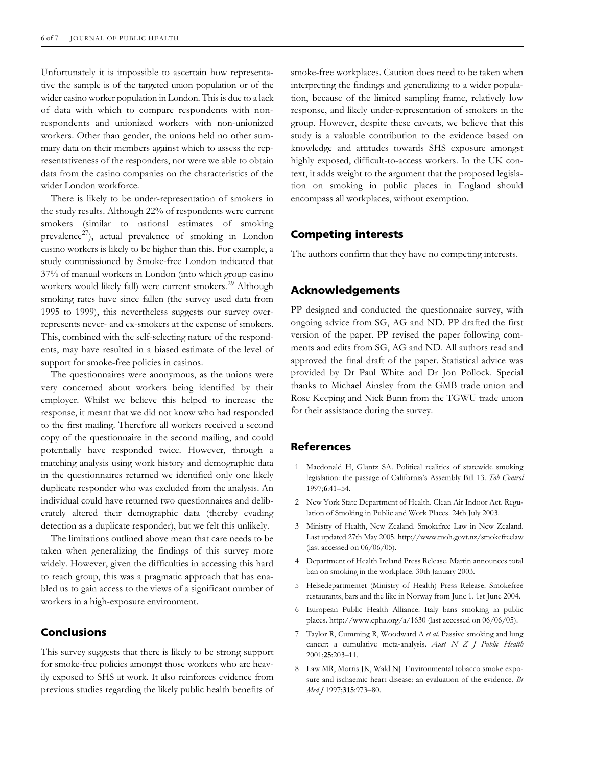Unfortunately it is impossible to ascertain how representative the sample is of the targeted union population or of the wider casino worker population in London. This is due to a lack of data with which to compare respondents with non-respondents and unionized workers with non-unionized workers. Other than gender, the unions held no other summary data on their members against which to assess the representativeness of the responders, nor were we able to obtain data from the casino companies on the characteristics of the wider London workforce.

There is likely to be under-representation of smokers in the study results. Although 22% of respondents were current smokers (similar to national estimates of smoking prevalence[27]), actual prevalence of smoking in London casino workers is likely to be higher than this. For example, a study commissioned by Smoke-free London indicated that 37% of manual workers in London (into which group casino workers would likely fall) were current smokers.[29] Although smoking rates have since fallen (the survey used data from 1995 to 1999), this nevertheless suggests our survey over-represents never- and ex-smokers at the expense of smokers. This, combined with the self-selecting nature of the respondents, may have resulted in a biased estimate of the level of support for smoke-free policies in casinos.

The questionnaires were anonymous, as the unions were very concerned about workers being identified by their employer. Whilst we believe this helped to increase the response, it meant that we did not know who had responded to the first mailing. Therefore all workers received a second copy of the questionnaire in the second mailing, and could potentially have responded twice. However, through a matching analysis using work history and demographic data in the questionnaires returned we identified only one likely duplicate responder who was excluded from the analysis. An individual could have returned two questionnaires and deliberately altered their demographic data (thereby evading detection as a duplicate responder), but we felt this unlikely.

The limitations outlined above mean that care needs to be taken when generalizing the findings of this survey more widely. However, given the difficulties in accessing this hard to reach group, this was a pragmatic approach that has enabled us to gain access to the views of a significant number of workers in a high-exposure environment.

## Conclusions

This survey suggests that there is likely to be strong support for smoke-free policies amongst those workers who are heavily exposed to SHS at work. It also reinforces evidence from previous studies regarding the likely public health benefits of smoke-free workplaces. Caution does need to be taken when interpreting the findings and generalizing to a wider population, because of the limited sampling frame, relatively low response, and likely under-representation of smokers in the group. However, despite these caveats, we believe that this study is a valuable contribution to the evidence based on knowledge and attitudes towards SHS exposure amongst highly exposed, difficult-to-access workers. In the UK context, it adds weight to the argument that the proposed legislation on smoking in public places in England should encompass all workplaces, without exemption.

## Competing interests

The authors confirm that they have no competing interests.

## Acknowledgements

PP designed and conducted the questionnaire survey, with ongoing advice from SG, AG and ND. PP drafted the first version of the paper. PP revised the paper following comments and edits from SG, AG and ND. All authors read and approved the final draft of the paper. Statistical advice was provided by Dr Paul White and Dr Jon Pollock. Special thanks to Michael Ainsley from the GMB trade union and Rose Keeping and Nick Bunn from the TGWU trade union for their assistance during the survey.

## References

1 Macdonald H, Glantz SA. Political realities of statewide smoking legislation: the passage of California's Assembly Bill 13. *Tob Control* 1997;**6**:41–54.

2 New York State Department of Health. Clean Air Indoor Act. Regulation of Smoking in Public and Work Places. 24th July 2003.

3 Ministry of Health, New Zealand. Smokefree Law in New Zealand. Last updated 27th May 2005. http://www.moh.govt.nz/smokefreelaw (last accessed on 06/06/05).

4 Department of Health Ireland Press Release. Martin announces total ban on smoking in the workplace. 30th January 2003.

5 Helsedepartmentet (Ministry of Health) Press Release. Smokefree restaurants, bars and the like in Norway from June 1. 1st June 2004.

6 European Public Health Alliance. Italy bans smoking in public places. http://www.epha.org/a/1630 (last accessed on 06/06/05).

7 Taylor R, Cumming R, Woodward A *et al.* Passive smoking and lung cancer: a cumulative meta-analysis. *Aust N Z J Public Health* 2001;**25**:203–11.

8 Law MR, Morris JK, Wald NJ. Environmental tobacco smoke exposure and ischaemic heart disease: an evaluation of the evidence. *Br Med J* 1997;**315**:973–80.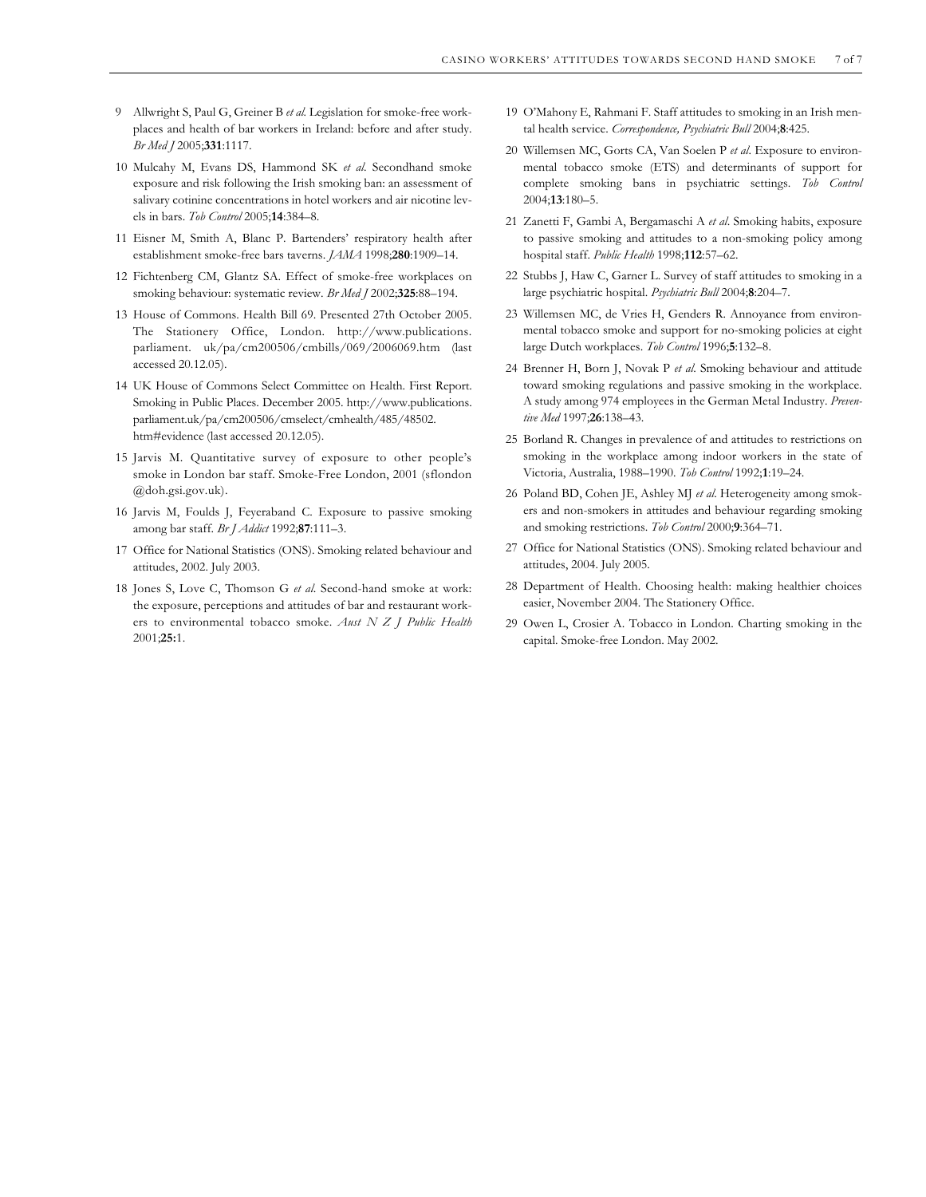9 Allwright S, Paul G, Greiner B *et al*. Legislation for smoke-free workplaces and health of bar workers in Ireland: before and after study. *Br Med J* 2005;**331**:1117.

10 Mulcahy M, Evans DS, Hammond SK *et al*. Secondhand smoke exposure and risk following the Irish smoking ban: an assessment of salivary cotinine concentrations in hotel workers and air nicotine levels in bars. *Tob Control* 2005;**14**:384–8.

11 Eisner M, Smith A, Blanc P. Bartenders' respiratory health after establishment smoke-free bars taverns. *JAMA* 1998;**280**:1909–14.

12 Fichtenberg CM, Glantz SA. Effect of smoke-free workplaces on smoking behaviour: systematic review. *Br Med J* 2002;**325**:88–194.

13 House of Commons. Health Bill 69. Presented 27th October 2005. The Stationery Office, London. http://www.publications.parliament. uk/pa/cm200506/cmbills/069/2006069.htm (last accessed 20.12.05).

14 UK House of Commons Select Committee on Health. First Report. Smoking in Public Places. December 2005. http://www.publications.parliament.uk/pa/cm200506/cmselect/cmhealth/485/48502.htm#evidence (last accessed 20.12.05).

15 Jarvis M. Quantitative survey of exposure to other people's smoke in London bar staff. Smoke-Free London, 2001 (sflondon @doh.gsi.gov.uk).

16 Jarvis M, Foulds J, Feyeraband C. Exposure to passive smoking among bar staff. *Br J Addict* 1992;**87**:111–3.

17 Office for National Statistics (ONS). Smoking related behaviour and attitudes, 2002. July 2003.

18 Jones S, Love C, Thomson G *et al*. Second-hand smoke at work: the exposure, perceptions and attitudes of bar and restaurant workers to environmental tobacco smoke. *Aust N Z J Public Health* 2001;**25:**1.

19 O'Mahony E, Rahmani F. Staff attitudes to smoking in an Irish mental health service. *Correspondence, Psychiatric Bull* 2004;**8**:425.

20 Willemsen MC, Gorts CA, Van Soelen P *et al*. Exposure to environmental tobacco smoke (ETS) and determinants of support for complete smoking bans in psychiatric settings. *Tob Control* 2004;**13**:180–5.

21 Zanetti F, Gambi A, Bergamaschi A *et al*. Smoking habits, exposure to passive smoking and attitudes to a non-smoking policy among hospital staff. *Public Health* 1998;**112**:57–62.

22 Stubbs J, Haw C, Garner L. Survey of staff attitudes to smoking in a large psychiatric hospital. *Psychiatric Bull* 2004;**8**:204–7.

23 Willemsen MC, de Vries H, Genders R. Annoyance from environmental tobacco smoke and support for no-smoking policies at eight large Dutch workplaces. *Tob Control* 1996;**5**:132–8.

24 Brenner H, Born J, Novak P *et al*. Smoking behaviour and attitude toward smoking regulations and passive smoking in the workplace. A study among 974 employees in the German Metal Industry. *Preventive Med* 1997;**26**:138–43.

25 Borland R. Changes in prevalence of and attitudes to restrictions on smoking in the workplace among indoor workers in the state of Victoria, Australia, 1988–1990. *Tob Control* 1992;**1**:19–24.

26 Poland BD, Cohen JE, Ashley MJ *et al*. Heterogeneity among smokers and non-smokers in attitudes and behaviour regarding smoking and smoking restrictions. *Tob Control* 2000;**9**:364–71.

27 Office for National Statistics (ONS). Smoking related behaviour and attitudes, 2004. July 2005.

28 Department of Health. Choosing health: making healthier choices easier, November 2004. The Stationery Office.

29 Owen L, Crosier A. Tobacco in London. Charting smoking in the capital. Smoke-free London. May 2002.